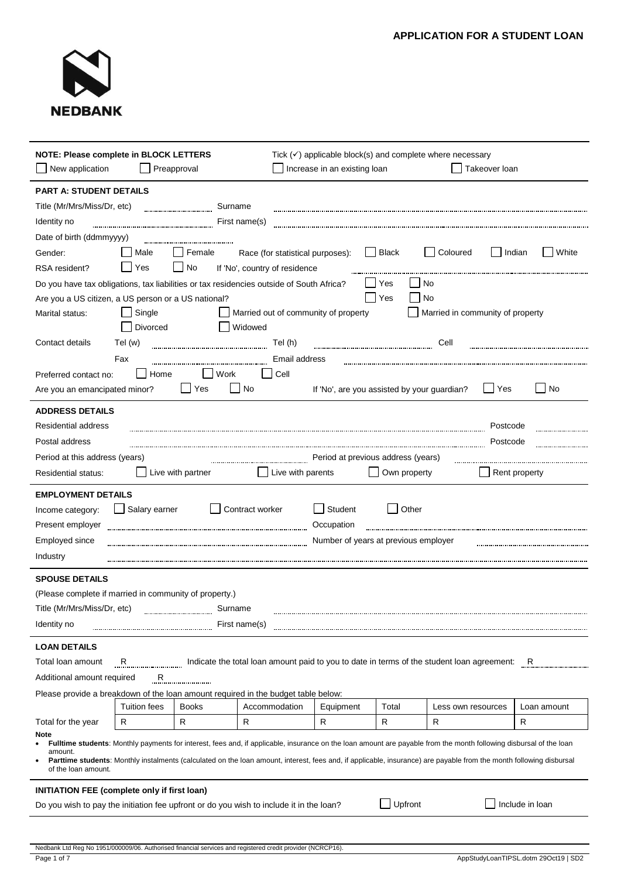# APPLICATION FOR A STUDENT LOAN

NEDBANK

**NOTE: Please complete in BLOCK LETTERS** Tick (✓) applicable block(s) and complete where necessary

☐ New application ☐ Preapproval ☐ Increase in an existing loan ☐ Takeover loan

## PART A: STUDENT DETAILS

Title (Mr/Mrs/Miss/Dr, etc) .................... Surname ....................

Identity no .................... First name(s) ....................

Date of birth (ddmmyyyy) ....................

Gender: ☐ Male ☐ Female Race (for statistical purposes): ☐ Black ☐ Coloured ☐ Indian ☐ White

RSA resident? ☐ Yes ☐ No If 'No', country of residence ....................

Do you have tax obligations, tax liabilities or tax residencies outside of South Africa? ☐ Yes ☐ No

Are you a US citizen, a US person or a US national? ☐ Yes ☐ No

Marital status: ☐ Single ☐ Married out of community of property ☐ Married in community of property ☐ Divorced ☐ Widowed

Contact details Tel (w) .................... Tel (h) .................... Cell ....................

Fax .................... Email address ....................

Preferred contact no: ☐ Home ☐ Work ☐ Cell

Are you an emancipated minor? ☐ Yes ☐ No If 'No', are you assisted by your guardian? ☐ Yes ☐ No

### ADDRESS DETAILS

Residential address .................... Postcode ....................

Postal address .................... Postcode ....................

Period at this address (years) .................... Period at previous address (years) ....................

Residential status: ☐ Live with partner ☐ Live with parents ☐ Own property ☐ Rent property

### EMPLOYMENT DETAILS

Income category: ☐ Salary earner ☐ Contract worker ☐ Student ☐ Other

Present employer .................... Occupation ....................

Employed since .................... Number of years at previous employer ....................

Industry ....................

### SPOUSE DETAILS

(Please complete if married in community of property.)

Title (Mr/Mrs/Miss/Dr, etc) .................... Surname ....................

Identity no .................... First name(s) ....................

### LOAN DETAILS

Total loan amount R .................... Indicate the total loan amount paid to you to date in terms of the student loan agreement: R ....................

Additional amount required R ....................

Please provide a breakdown of the loan amount required in the budget table below:

| | Tuition fees | Books | Accommodation | Equipment | Total | Less own resources | Loan amount |
|---|---|---|---|---|---|---|---|
| Total for the year | R | R | R | R | R | R | R |

**Note**

- **Fulltime students**: Monthly payments for interest, fees and, if applicable, insurance on the loan amount are payable from the month following disbursal of the loan amount.
- **Parttime students**: Monthly instalments (calculated on the loan amount, interest, fees and, if applicable, insurance) are payable from the month following disbursal of the loan amount.

### INITIATION FEE (complete only if first loan)

Do you wish to pay the initiation fee upfront or do you wish to include it in the loan? ☐ Upfront ☐ Include in loan

Nedbank Ltd Reg No 1951/000009/06. Authorised financial services and registered credit provider (NCRCP16).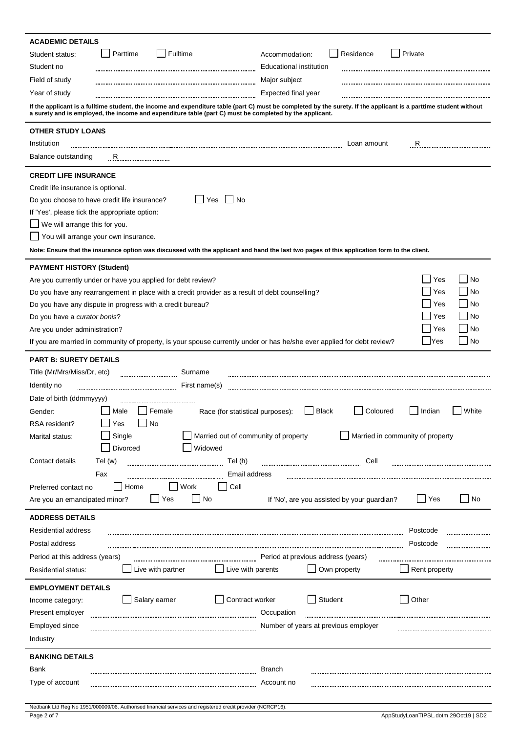## ACADEMIC DETAILS

Student status: ☐ Parttime ☐ Fulltime

Accommodation: ☐ Residence ☐ Private

Student no ..........

Educational institution ..........

Field of study ..........

Major subject ..........

Year of study ..........

Expected final year ..........

**If the applicant is a fulltime student, the income and expenditure table (part C) must be completed by the surety. If the applicant is a parttime student without a surety and is employed, the income and expenditure table (part C) must be completed by the applicant.**

## OTHER STUDY LOANS

Institution ..........

Loan amount R ..........

Balance outstanding R ..........

## CREDIT LIFE INSURANCE

Credit life insurance is optional.

Do you choose to have credit life insurance? ☐ Yes ☐ No

If 'Yes', please tick the appropriate option:

☐ We will arrange this for you.

☐ You will arrange your own insurance.

**Note: Ensure that the insurance option was discussed with the applicant and hand the last two pages of this application form to the client.**

## PAYMENT HISTORY (Student)

| Question | | |
|---|---|---|
| Are you currently under or have you applied for debt review? | ☐ Yes | ☐ No |
| Do you have any rearrangement in place with a credit provider as a result of debt counselling? | ☐ Yes | ☐ No |
| Do you have any dispute in progress with a credit bureau? | ☐ Yes | ☐ No |
| Do you have a *curator bonis*? | ☐ Yes | ☐ No |
| Are you under administration? | ☐ Yes | ☐ No |
| If you are married in community of property, is your spouse currently under or has he/she ever applied for debt review? | ☐ Yes | ☐ No |

## PART B: SURETY DETAILS

Title (Mr/Mrs/Miss/Dr, etc) ..........

Surname ..........

Identity no ..........

First name(s) ..........

Date of birth (ddmmyyyy) ..........

Gender: ☐ Male ☐ Female

Race (for statistical purposes): ☐ Black ☐ Coloured ☐ Indian ☐ White

RSA resident? ☐ Yes ☐ No

Marital status: ☐ Single ☐ Married out of community of property ☐ Married in community of property ☐ Divorced ☐ Widowed

Contact details Tel (w) .......... Tel (h) .......... Cell ..........

Fax .......... Email address ..........

Preferred contact no ☐ Home ☐ Work ☐ Cell

Are you an emancipated minor? ☐ Yes ☐ No

If 'No', are you assisted by your guardian? ☐ Yes ☐ No

## ADDRESS DETAILS

Residential address .......... Postcode ..........

Postal address .......... Postcode ..........

Period at this address (years) ..........

Period at previous address (years) ..........

Residential status: ☐ Live with partner ☐ Live with parents ☐ Own property ☐ Rent property

## EMPLOYMENT DETAILS

Income category: ☐ Salary earner ☐ Contract worker ☐ Student ☐ Other

Present employer ..........

Occupation ..........

Employed since ..........

Number of years at previous employer ..........

Industry

## BANKING DETAILS

Bank ..........

Branch ..........

Type of account ..........

Account no ..........

Nedbank Ltd Reg No 1951/000009/06. Authorised financial services and registered credit provider (NCRCP16).

AppStudyLoanTIPSL.dotm 29Oct19 | SD2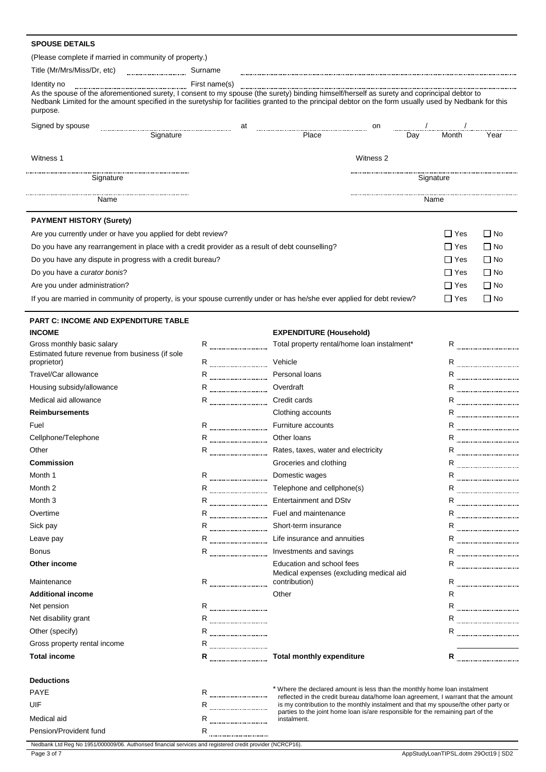## SPOUSE DETAILS

(Please complete if married in community of property.)

Title (Mr/Mrs/Miss/Dr, etc) .................... Surname ....................

Identity no .................... First name(s) ....................

As the spouse of the aforementioned surety, I consent to my spouse (the surety) binding himself/herself as surety and coprincipal debtor to Nedbank Limited for the amount specified in the suretyship for facilities granted to the principal debtor on the form usually used by Nedbank for this purpose.

Signed by spouse .................... at .................... on ...... / ...... / ......

Signature — Place — Day — Month — Year

| Witness 1 | Witness 2 |
|---|---|
| ....................<br>Signature | ....................<br>Signature |
| ....................<br>Name | ....................<br>Name |

## PAYMENT HISTORY (Surety)

| | | |
|---|---|---|
| Are you currently under or have you applied for debt review? | ☐ Yes | ☐ No |
| Do you have any rearrangement in place with a credit provider as a result of debt counselling? | ☐ Yes | ☐ No |
| Do you have any dispute in progress with a credit bureau? | ☐ Yes | ☐ No |
| Do you have a *curator bonis*? | ☐ Yes | ☐ No |
| Are you under administration? | ☐ Yes | ☐ No |
| If you are married in community of property, is your spouse currently under or has he/she ever applied for debt review? | ☐ Yes | ☐ No |

## PART C: INCOME AND EXPENDITURE TABLE

| **INCOME** | | **EXPENDITURE (Household)** | |
|---|---|---|---|
| Gross monthly basic salary | R .......... | Total property rental/home loan instalment* | R .......... |
| Estimated future revenue from business (if sole proprietor) | R .......... | Vehicle | R .......... |
| Travel/Car allowance | R .......... | Personal loans | R .......... |
| Housing subsidy/allowance | R .......... | Overdraft | R .......... |
| Medical aid allowance | R .......... | Credit cards | R .......... |
| **Reimbursements** | | Clothing accounts | R .......... |
| Fuel | R .......... | Furniture accounts | R .......... |
| Cellphone/Telephone | R .......... | Other loans | R .......... |
| Other | R .......... | Rates, taxes, water and electricity | R .......... |
| **Commission** | | Groceries and clothing | R .......... |
| Month 1 | R .......... | Domestic wages | R .......... |
| Month 2 | R .......... | Telephone and cellphone(s) | R .......... |
| Month 3 | R .......... | Entertainment and DStv | R .......... |
| Overtime | R .......... | Fuel and maintenance | R .......... |
| Sick pay | R .......... | Short-term insurance | R .......... |
| Leave pay | R .......... | Life insurance and annuities | R .......... |
| Bonus | R .......... | Investments and savings | R .......... |
| **Other income** | | Education and school fees | R .......... |
| Maintenance | R .......... | Medical expenses (excluding medical aid contribution) | R .......... |
| **Additional income** | | Other | R |
| Net pension | R .......... | | R .......... |
| Net disability grant | R .......... | | R .......... |
| Other (specify) | R .......... | | R .......... |
| Gross property rental income | R .......... | | |
| **Total income** | **R** .......... | **Total monthly expenditure** | **R** .......... |

| **Deductions** | |
|---|---|
| PAYE | R .......... |
| UIF | R .......... |
| Medical aid | R .......... |
| Pension/Provident fund | R .......... |

\* Where the declared amount is less than the monthly home loan instalment reflected in the credit bureau data/home loan agreement, I warrant that the amount is my contribution to the monthly instalment and that my spouse/the other party or parties to the joint home loan is/are responsible for the remaining part of the instalment.

Nedbank Ltd Reg No 1951/000009/06. Authorised financial services and registered credit provider (NCRCP16).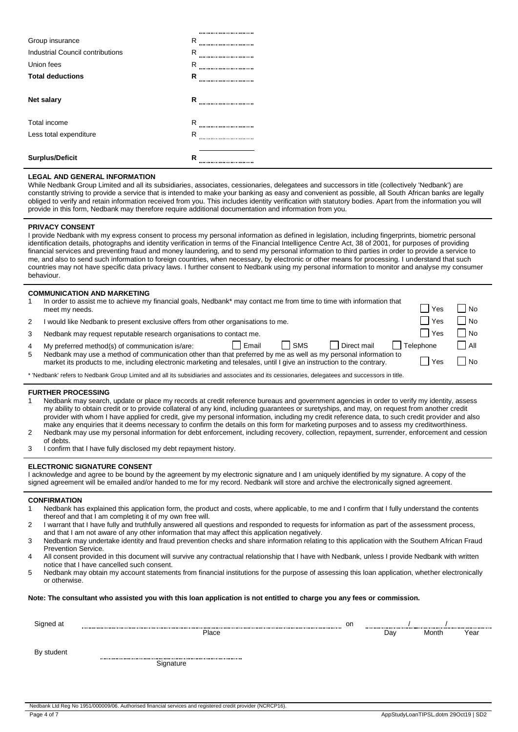| | |
|---|---|
| Group insurance | R ................ |
| Industrial Council contributions | R ................ |
| Union fees | R ................ |
| **Total deductions** | **R** ................ |
| **Net salary** | **R** ................ |
| Total income | R ................ |
| Less total expenditure | R ................ |
| **Surplus/Deficit** | **R** ................ |

### LEGAL AND GENERAL INFORMATION

While Nedbank Group Limited and all its subsidiaries, associates, cessionaries, delegatees and successors in title (collectively 'Nedbank') are constantly striving to provide a service that is intended to make your banking as easy and convenient as possible, all South African banks are legally obliged to verify and retain information received from you. This includes identity verification with statutory bodies. Apart from the information you will provide in this form, Nedbank may therefore require additional documentation and information from you.

### PRIVACY CONSENT

I provide Nedbank with my express consent to process my personal information as defined in legislation, including fingerprints, biometric personal identification details, photographs and identity verification in terms of the Financial Intelligence Centre Act, 38 of 2001, for purposes of providing financial services and preventing fraud and money laundering, and to send my personal information to third parties in order to provide a service to me, and also to send such information to foreign countries, when necessary, by electronic or other means for processing. I understand that such countries may not have specific data privacy laws. I further consent to Nedbank using my personal information to monitor and analyse my consumer behaviour.

### COMMUNICATION AND MARKETING

1. In order to assist me to achieve my financial goals, Nedbank* may contact me from time to time with information that meet my needs. ☐ Yes ☐ No
2. I would like Nedbank to present exclusive offers from other organisations to me. ☐ Yes ☐ No
3. Nedbank may request reputable research organisations to contact me. ☐ Yes ☐ No
4. My preferred method(s) of communication is/are: ☐ Email ☐ SMS ☐ Direct mail ☐ Telephone ☐ All
5. Nedbank may use a method of communication other than that preferred by me as well as my personal information to market its products to me, including electronic marketing and telesales, until I give an instruction to the contrary. ☐ Yes ☐ No

* 'Nedbank' refers to Nedbank Group Limited and all its subsidiaries and associates and its cessionaries, delegatees and successors in title.

### FURTHER PROCESSING

1. Nedbank may search, update or place my records at credit reference bureaus and government agencies in order to verify my identity, assess my ability to obtain credit or to provide collateral of any kind, including guarantees or suretyships, and may, on request from another credit provider with whom I have applied for credit, give my personal information, including my credit reference data, to such credit provider and also make any enquiries that it deems necessary to confirm the details on this form for marketing purposes and to assess my creditworthiness.
2. Nedbank may use my personal information for debt enforcement, including recovery, collection, repayment, surrender, enforcement and cession of debts.
3. I confirm that I have fully disclosed my debt repayment history.

### ELECTRONIC SIGNATURE CONSENT

I acknowledge and agree to be bound by the agreement by my electronic signature and I am uniquely identified by my signature. A copy of the signed agreement will be emailed and/or handed to me for my record. Nedbank will store and archive the electronically signed agreement.

### CONFIRMATION

1. Nedbank has explained this application form, the product and costs, where applicable, to me and I confirm that I fully understand the contents thereof and that I am completing it of my own free will.
2. I warrant that I have fully and truthfully answered all questions and responded to requests for information as part of the assessment process, and that I am not aware of any other information that may affect this application negatively.
3. Nedbank may undertake identity and fraud prevention checks and share information relating to this application with the Southern African Fraud Prevention Service.
4. All consent provided in this document will survive any contractual relationship that I have with Nedbank, unless I provide Nedbank with written notice that I have cancelled such consent.
5. Nedbank may obtain my account statements from financial institutions for the purpose of assessing this loan application, whether electronically or otherwise.

**Note: The consultant who assisted you with this loan application is not entitled to charge you any fees or commission.**

Signed at ................................................ on ........ / ........ / ........
Place Day Month Year

By student ................................................
Signature

Nedbank Ltd Reg No 1951/000009/06. Authorised financial services and registered credit provider (NCRCP16).

AppStudyLoanTIPSL.dotm 29Oct19 | SD2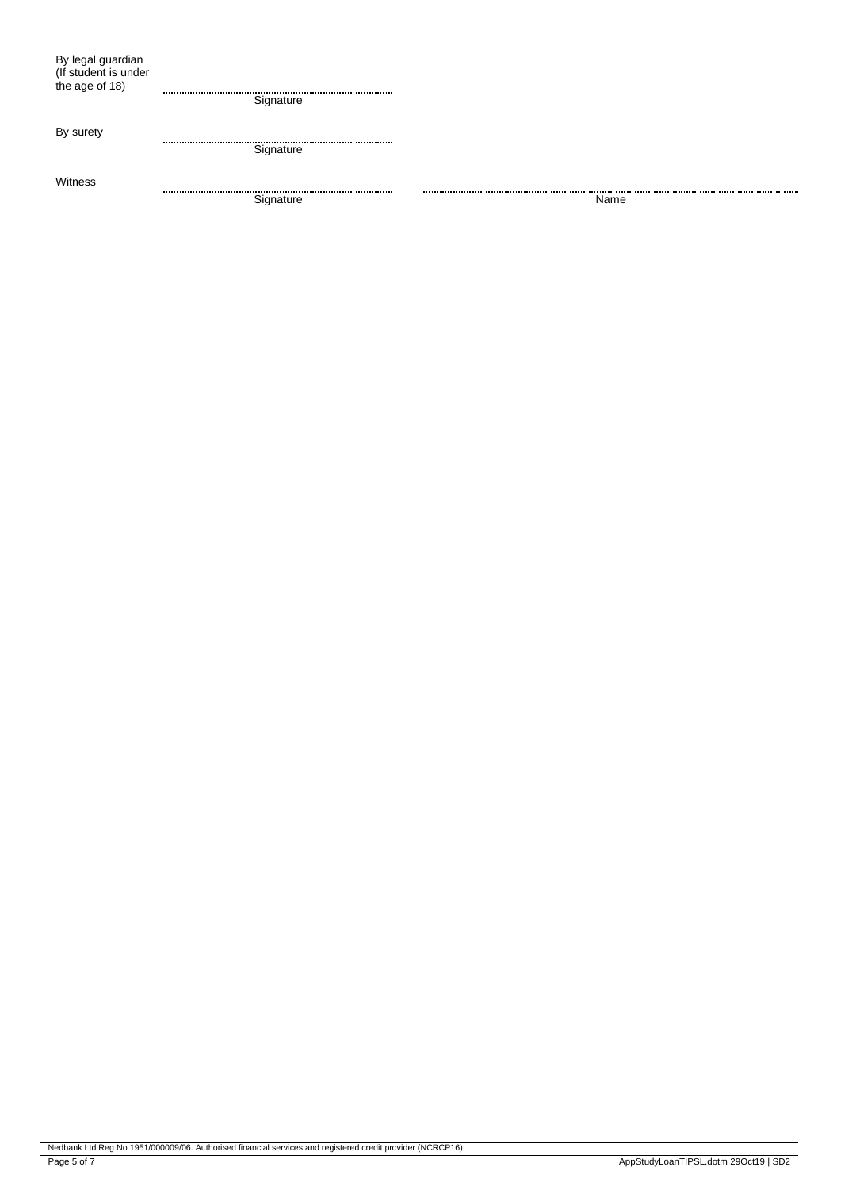By legal guardian
(If student is under
the age of 18)

..........................................................
Signature

By surety

..........................................................
Signature

Witness

.......................................................... ..........................................................
Signature Name

Nedbank Ltd Reg No 1951/000009/06. Authorised financial services and registered credit provider (NCRCP16).

AppStudyLoanTIPSL.dotm 29Oct19 | SD2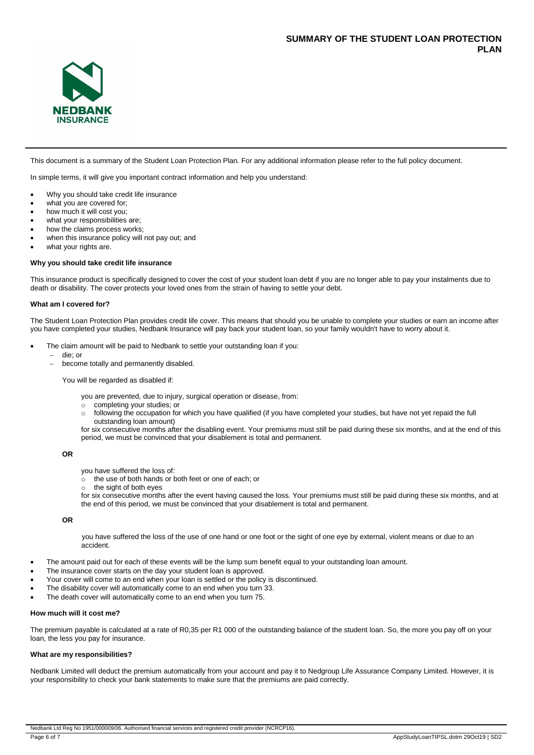# SUMMARY OF THE STUDENT LOAN PROTECTION PLAN

This document is a summary of the Student Loan Protection Plan. For any additional information please refer to the full policy document.

In simple terms, it will give you important contract information and help you understand:

- Why you should take credit life insurance
- what you are covered for;
- how much it will cost you;
- what your responsibilities are;
- how the claims process works;
- when this insurance policy will not pay out; and
- what your rights are.

**Why you should take credit life insurance**

This insurance product is specifically designed to cover the cost of your student loan debt if you are no longer able to pay your instalments due to death or disability. The cover protects your loved ones from the strain of having to settle your debt.

**What am I covered for?**

The Student Loan Protection Plan provides credit life cover. This means that should you be unable to complete your studies or earn an income after you have completed your studies, Nedbank Insurance will pay back your student loan, so your family wouldn't have to worry about it.

- The claim amount will be paid to Nedbank to settle your outstanding loan if you:
  - die; or
  - become totally and permanently disabled.

  You will be regarded as disabled if:

  you are prevented, due to injury, surgical operation or disease, from:
  - completing your studies; or
  - following the occupation for which you have qualified (if you have completed your studies, but have not yet repaid the full outstanding loan amount)

  for six consecutive months after the disabling event. Your premiums must still be paid during these six months, and at the end of this period, we must be convinced that your disablement is total and permanent.

  **OR**

  you have suffered the loss of:
  - the use of both hands or both feet or one of each; or
  - the sight of both eyes

  for six consecutive months after the event having caused the loss. Your premiums must still be paid during these six months, and at the end of this period, we must be convinced that your disablement is total and permanent.

  **OR**

  you have suffered the loss of the use of one hand or one foot or the sight of one eye by external, violent means or due to an accident.

- The amount paid out for each of these events will be the lump sum benefit equal to your outstanding loan amount.
- The insurance cover starts on the day your student loan is approved.
- Your cover will come to an end when your loan is settled or the policy is discontinued.
- The disability cover will automatically come to an end when you turn 33.
- The death cover will automatically come to an end when you turn 75.

**How much will it cost me?**

The premium payable is calculated at a rate of R0,35 per R1 000 of the outstanding balance of the student loan. So, the more you pay off on your loan, the less you pay for insurance.

**What are my responsibilities?**

Nedbank Limited will deduct the premium automatically from your account and pay it to Nedgroup Life Assurance Company Limited. However, it is your responsibility to check your bank statements to make sure that the premiums are paid correctly.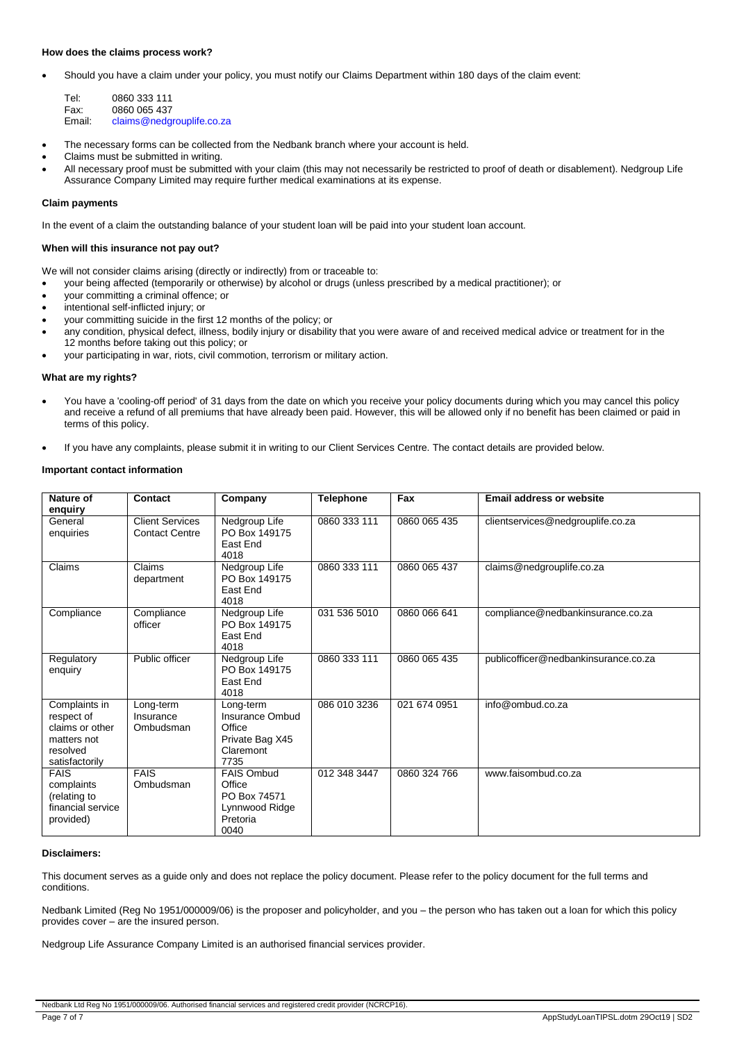**How does the claims process work?**

- Should you have a claim under your policy, you must notify our Claims Department within 180 days of the claim event:

  Tel: 0860 333 111
  Fax: 0860 065 437
  Email: claims@nedgrouplife.co.za

- The necessary forms can be collected from the Nedbank branch where your account is held.
- Claims must be submitted in writing.
- All necessary proof must be submitted with your claim (this may not necessarily be restricted to proof of death or disablement). Nedgroup Life Assurance Company Limited may require further medical examinations at its expense.

**Claim payments**

In the event of a claim the outstanding balance of your student loan will be paid into your student loan account.

**When will this insurance not pay out?**

We will not consider claims arising (directly or indirectly) from or traceable to:

- your being affected (temporarily or otherwise) by alcohol or drugs (unless prescribed by a medical practitioner); or
- your committing a criminal offence; or
- intentional self-inflicted injury; or
- your committing suicide in the first 12 months of the policy; or
- any condition, physical defect, illness, bodily injury or disability that you were aware of and received medical advice or treatment for in the 12 months before taking out this policy; or
- your participating in war, riots, civil commotion, terrorism or military action.

**What are my rights?**

- You have a 'cooling-off period' of 31 days from the date on which you receive your policy documents during which you may cancel this policy and receive a refund of all premiums that have already been paid. However, this will be allowed only if no benefit has been claimed or paid in terms of this policy.
- If you have any complaints, please submit it in writing to our Client Services Centre. The contact details are provided below.

**Important contact information**

| Nature of enquiry | Contact | Company | Telephone | Fax | Email address or website |
|---|---|---|---|---|---|
| General enquiries | Client Services Contact Centre | Nedgroup Life PO Box 149175 East End 4018 | 0860 333 111 | 0860 065 435 | clientservices@nedgrouplife.co.za |
| Claims | Claims department | Nedgroup Life PO Box 149175 East End 4018 | 0860 333 111 | 0860 065 437 | claims@nedgrouplife.co.za |
| Compliance | Compliance officer | Nedgroup Life PO Box 149175 East End 4018 | 031 536 5010 | 0860 066 641 | compliance@nedbankinsurance.co.za |
| Regulatory enquiry | Public officer | Nedgroup Life PO Box 149175 East End 4018 | 0860 333 111 | 0860 065 435 | publicofficer@nedbankinsurance.co.za |
| Complaints in respect of claims or other matters not resolved satisfactorily | Long-term Insurance Ombudsman | Long-term Insurance Ombud Office Private Bag X45 Claremont 7735 | 086 010 3236 | 021 674 0951 | info@ombud.co.za |
| FAIS complaints (relating to financial service provided) | FAIS Ombudsman | FAIS Ombud Office PO Box 74571 Lynnwood Ridge Pretoria 0040 | 012 348 3447 | 0860 324 766 | www.faisombud.co.za |

**Disclaimers:**

This document serves as a guide only and does not replace the policy document. Please refer to the policy document for the full terms and conditions.

Nedbank Limited (Reg No 1951/000009/06) is the proposer and policyholder, and you – the person who has taken out a loan for which this policy provides cover – are the insured person.

Nedgroup Life Assurance Company Limited is an authorised financial services provider.